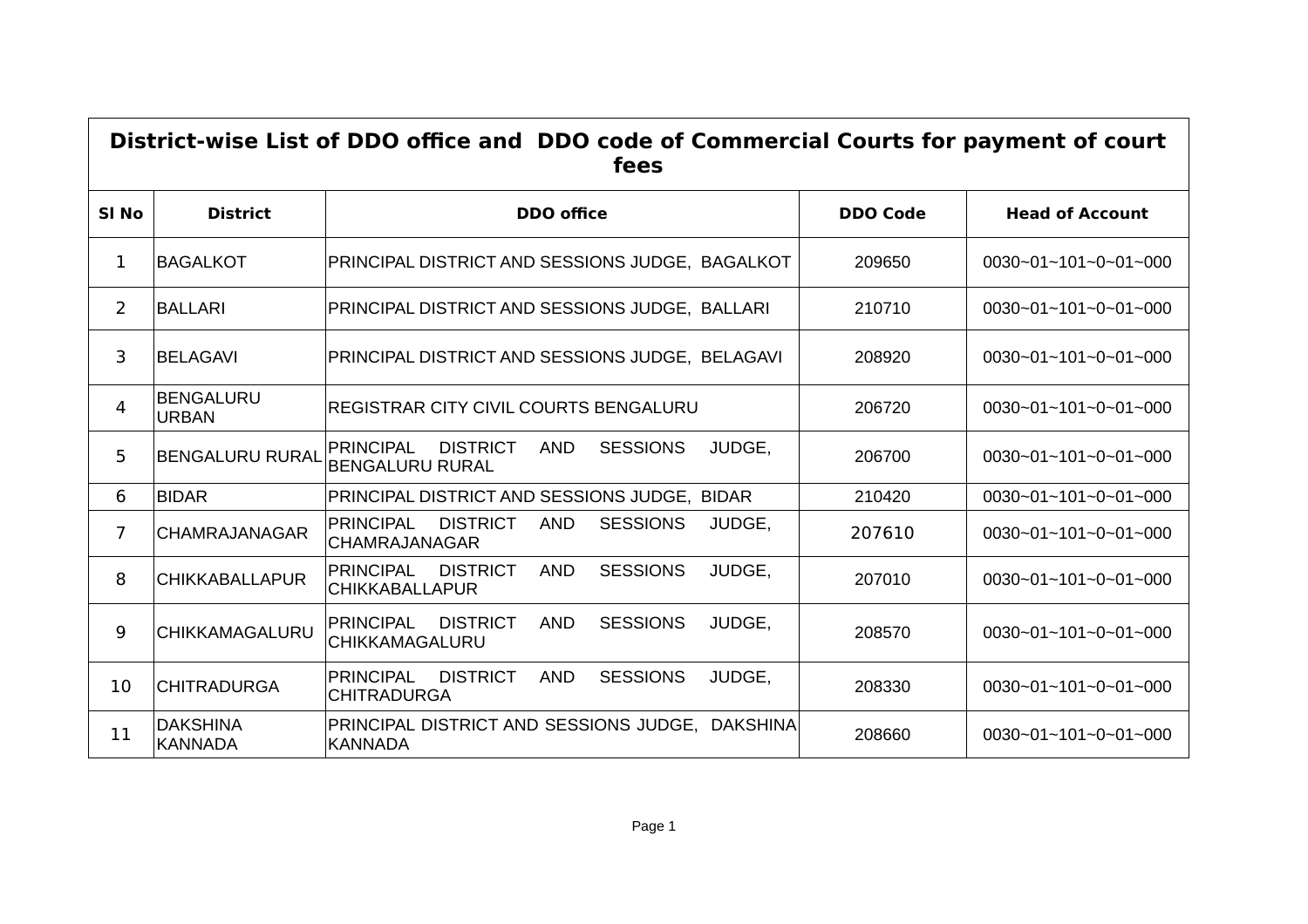# District-wise List of DDO office and DDO code of Commercial Courts for payment of court fees

| Sl No | District | DDO office | DDO Code | Head of Account |
|---|---|---|---|---|
| 1 | BAGALKOT | PRINCIPAL DISTRICT AND SESSIONS JUDGE, BAGALKOT | 209650 | 0030~01~101~0~01~000 |
| 2 | BALLARI | PRINCIPAL DISTRICT AND SESSIONS JUDGE, BALLARI | 210710 | 0030~01~101~0~01~000 |
| 3 | BELAGAVI | PRINCIPAL DISTRICT AND SESSIONS JUDGE, BELAGAVI | 208920 | 0030~01~101~0~01~000 |
| 4 | BENGALURU URBAN | REGISTRAR CITY CIVIL COURTS BENGALURU | 206720 | 0030~01~101~0~01~000 |
| 5 | BENGALURU RURAL | PRINCIPAL DISTRICT AND SESSIONS JUDGE, BENGALURU RURAL | 206700 | 0030~01~101~0~01~000 |
| 6 | BIDAR | PRINCIPAL DISTRICT AND SESSIONS JUDGE, BIDAR | 210420 | 0030~01~101~0~01~000 |
| 7 | CHAMRAJANAGAR | PRINCIPAL DISTRICT AND SESSIONS JUDGE, CHAMRAJANAGAR | 207610 | 0030~01~101~0~01~000 |
| 8 | CHIKKABALLAPUR | PRINCIPAL DISTRICT AND SESSIONS JUDGE, CHIKKABALLAPUR | 207010 | 0030~01~101~0~01~000 |
| 9 | CHIKKAMAGALURU | PRINCIPAL DISTRICT AND SESSIONS JUDGE, CHIKKAMAGALURU | 208570 | 0030~01~101~0~01~000 |
| 10 | CHITRADURGA | PRINCIPAL DISTRICT AND SESSIONS JUDGE, CHITRADURGA | 208330 | 0030~01~101~0~01~000 |
| 11 | DAKSHINA KANNADA | PRINCIPAL DISTRICT AND SESSIONS JUDGE, DAKSHINA KANNADA | 208660 | 0030~01~101~0~01~000 |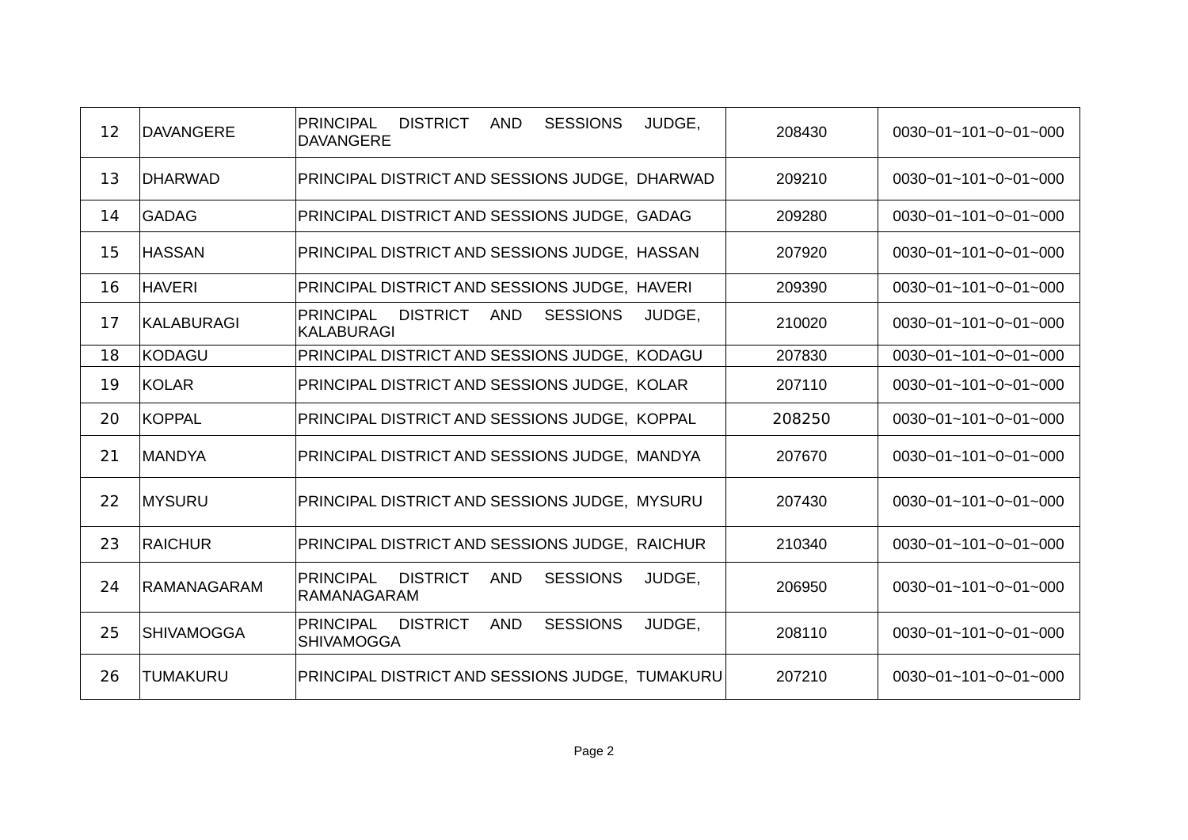| | | | | |
|---|---|---|---|---|
| 12 | DAVANGERE | PRINCIPAL DISTRICT AND SESSIONS JUDGE, DAVANGERE | 208430 | 0030~01~101~0~01~000 |
| 13 | DHARWAD | PRINCIPAL DISTRICT AND SESSIONS JUDGE, DHARWAD | 209210 | 0030~01~101~0~01~000 |
| 14 | GADAG | PRINCIPAL DISTRICT AND SESSIONS JUDGE, GADAG | 209280 | 0030~01~101~0~01~000 |
| 15 | HASSAN | PRINCIPAL DISTRICT AND SESSIONS JUDGE, HASSAN | 207920 | 0030~01~101~0~01~000 |
| 16 | HAVERI | PRINCIPAL DISTRICT AND SESSIONS JUDGE, HAVERI | 209390 | 0030~01~101~0~01~000 |
| 17 | KALABURAGI | PRINCIPAL DISTRICT AND SESSIONS JUDGE, KALABURAGI | 210020 | 0030~01~101~0~01~000 |
| 18 | KODAGU | PRINCIPAL DISTRICT AND SESSIONS JUDGE, KODAGU | 207830 | 0030~01~101~0~01~000 |
| 19 | KOLAR | PRINCIPAL DISTRICT AND SESSIONS JUDGE, KOLAR | 207110 | 0030~01~101~0~01~000 |
| 20 | KOPPAL | PRINCIPAL DISTRICT AND SESSIONS JUDGE, KOPPAL | 208250 | 0030~01~101~0~01~000 |
| 21 | MANDYA | PRINCIPAL DISTRICT AND SESSIONS JUDGE, MANDYA | 207670 | 0030~01~101~0~01~000 |
| 22 | MYSURU | PRINCIPAL DISTRICT AND SESSIONS JUDGE, MYSURU | 207430 | 0030~01~101~0~01~000 |
| 23 | RAICHUR | PRINCIPAL DISTRICT AND SESSIONS JUDGE, RAICHUR | 210340 | 0030~01~101~0~01~000 |
| 24 | RAMANAGARAM | PRINCIPAL DISTRICT AND SESSIONS JUDGE, RAMANAGARAM | 206950 | 0030~01~101~0~01~000 |
| 25 | SHIVAMOGGA | PRINCIPAL DISTRICT AND SESSIONS JUDGE, SHIVAMOGGA | 208110 | 0030~01~101~0~01~000 |
| 26 | TUMAKURU | PRINCIPAL DISTRICT AND SESSIONS JUDGE, TUMAKURU | 207210 | 0030~01~101~0~01~000 |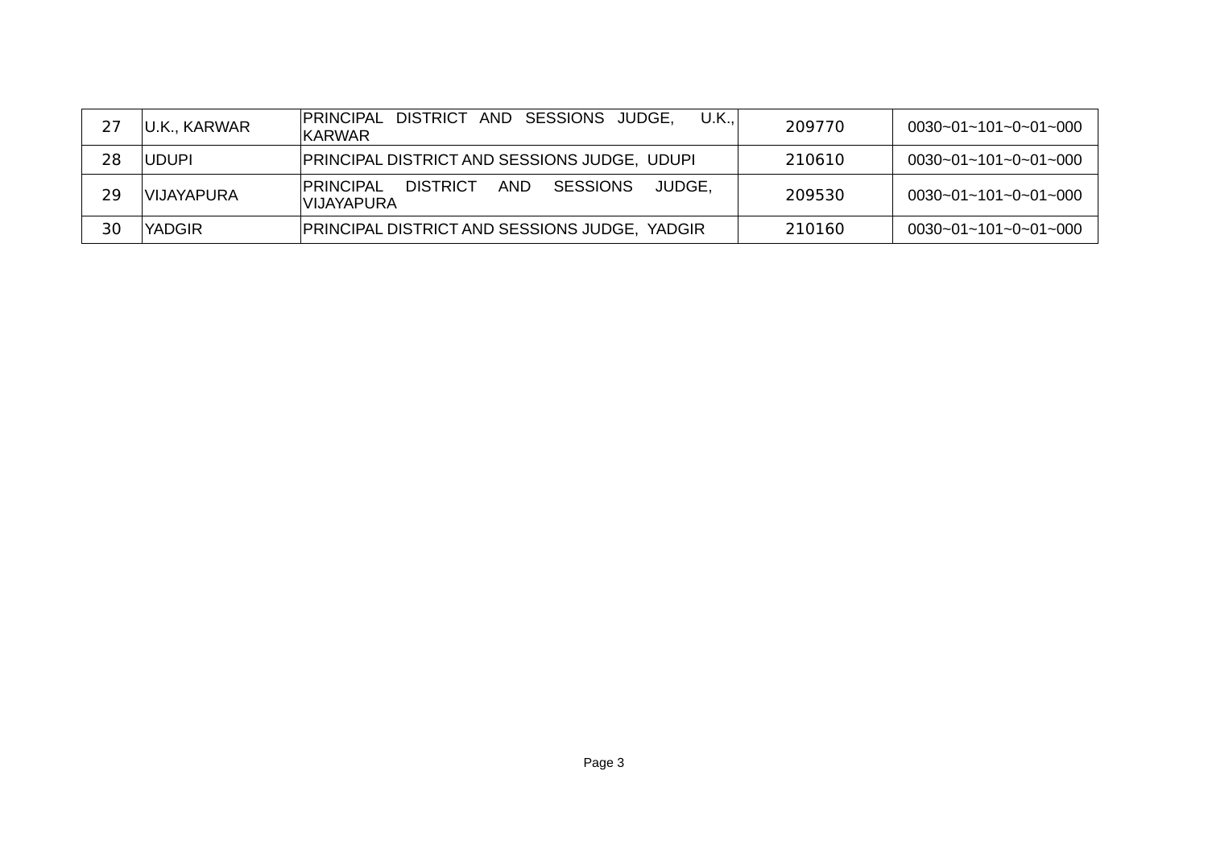| | | | | |
|---|---|---|---|---|
| 27 | U.K., KARWAR | PRINCIPAL DISTRICT AND SESSIONS JUDGE, U.K., KARWAR | 209770 | 0030~01~101~0~01~000 |
| 28 | UDUPI | PRINCIPAL DISTRICT AND SESSIONS JUDGE, UDUPI | 210610 | 0030~01~101~0~01~000 |
| 29 | VIJAYAPURA | PRINCIPAL DISTRICT AND SESSIONS JUDGE, VIJAYAPURA | 209530 | 0030~01~101~0~01~000 |
| 30 | YADGIR | PRINCIPAL DISTRICT AND SESSIONS JUDGE, YADGIR | 210160 | 0030~01~101~0~01~000 |